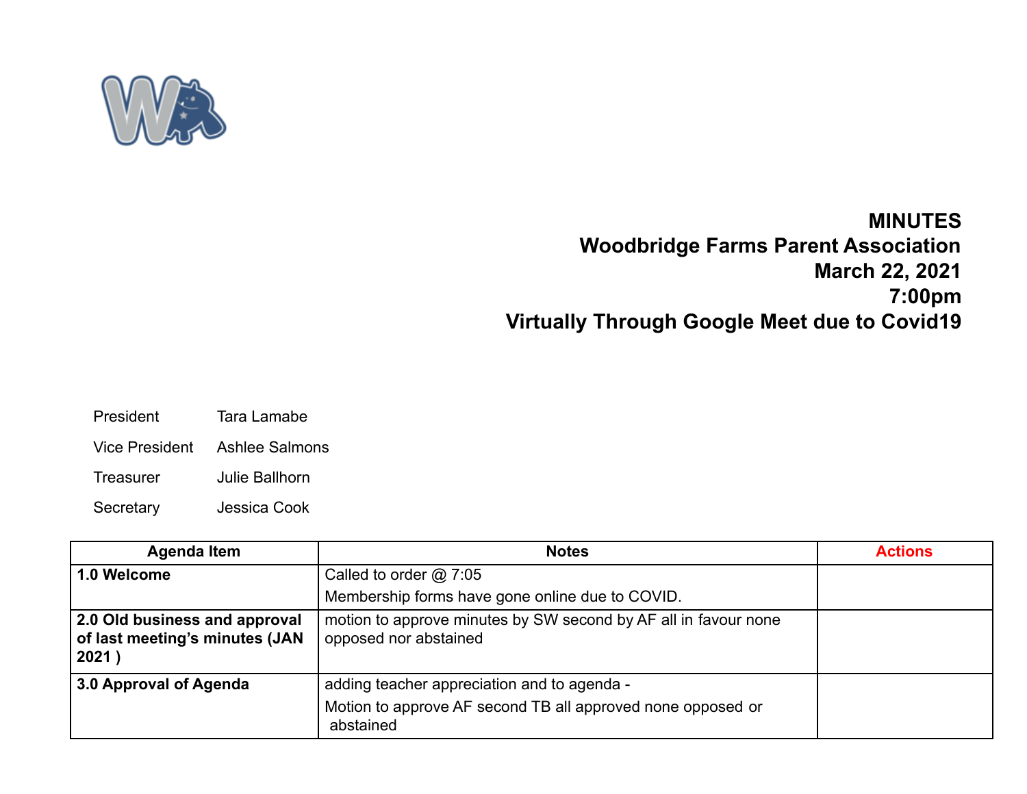# MINUTES
## Woodbridge Farms Parent Association
## March 22, 2021
## 7:00pm
## Virtually Through Google Meet due to Covid19

| | |
|---|---|
| President | Tara Lamabe |
| Vice President | Ashlee Salmons |
| Treasurer | Julie Ballhorn |
| Secretary | Jessica Cook |

| Agenda Item | Notes | Actions |
|---|---|---|
| **1.0 Welcome** | Called to order @ 7:05<br>Membership forms have gone online due to COVID. | |
| **2.0 Old business and approval of last meeting's minutes (JAN 2021 )** | motion to approve minutes by SW second by AF all in favour none opposed nor abstained | |
| **3.0 Approval of Agenda** | adding teacher appreciation and to agenda -<br>Motion to approve AF second TB all approved none opposed or abstained | |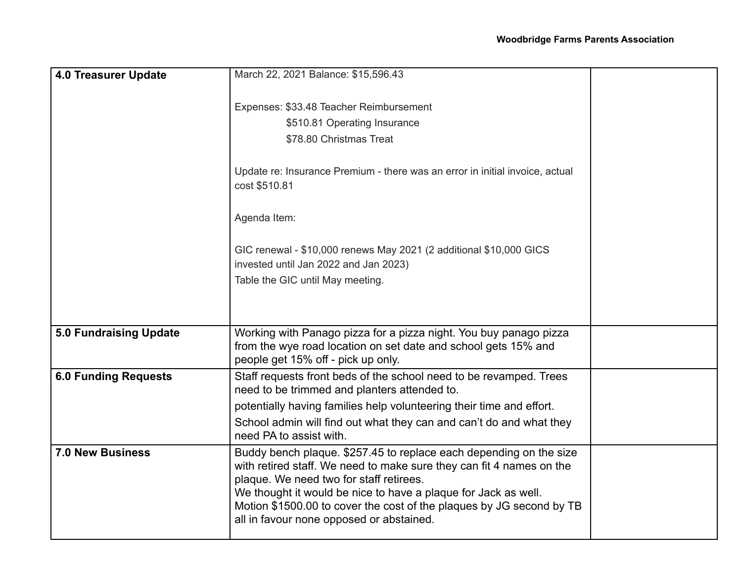| 4.0 Treasurer Update | March 22, 2021 Balance: $15,596.43<br><br>Expenses: $33.48 Teacher Reimbursement<br>$510.81 Operating Insurance<br>$78.80 Christmas Treat<br><br>Update re: Insurance Premium - there was an error in initial invoice, actual cost $510.81<br><br>Agenda Item:<br><br>GIC renewal - $10,000 renews May 2021 (2 additional $10,000 GICS invested until Jan 2022 and Jan 2023)<br>Table the GIC until May meeting. | |
|---|---|---|
| **5.0 Fundraising Update** | Working with Panago pizza for a pizza night. You buy panago pizza from the wye road location on set date and school gets 15% and people get 15% off - pick up only. | |
| **6.0 Funding Requests** | Staff requests front beds of the school need to be revamped. Trees need to be trimmed and planters attended to.<br>potentially having families help volunteering their time and effort.<br>School admin will find out what they can and can't do and what they need PA to assist with. | |
| **7.0 New Business** | Buddy bench plaque. $257.45 to replace each depending on the size with retired staff. We need to make sure they can fit 4 names on the plaque. We need two for staff retirees.<br>We thought it would be nice to have a plaque for Jack as well.<br>Motion $1500.00 to cover the cost of the plaques by JG second by TB all in favour none opposed or abstained. | |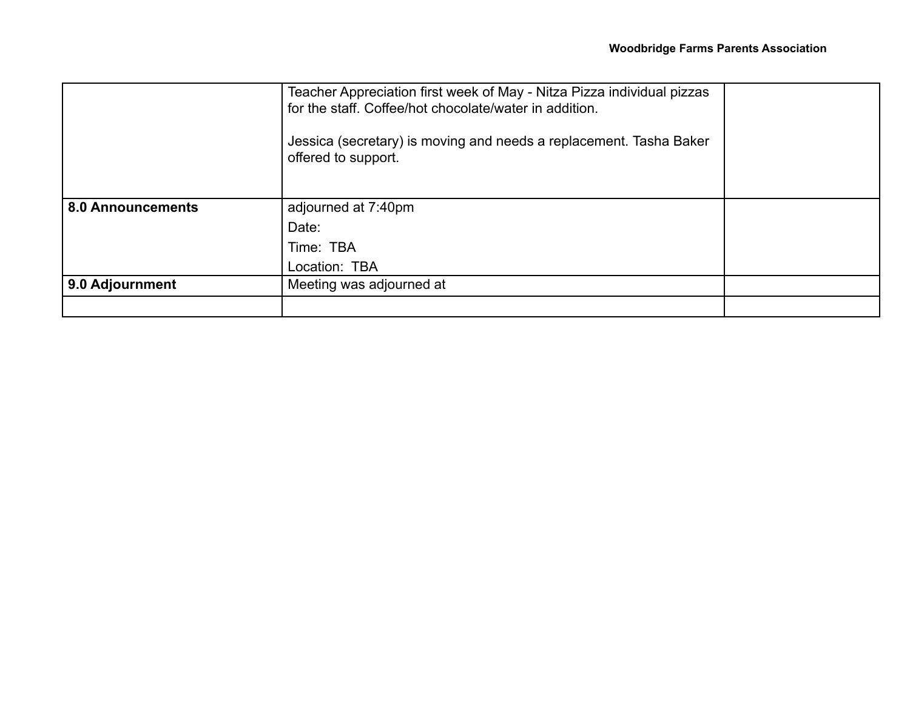| | | |
|---|---|---|
| | Teacher Appreciation first week of May - Nitza Pizza individual pizzas for the staff. Coffee/hot chocolate/water in addition.<br><br>Jessica (secretary) is moving and needs a replacement. Tasha Baker offered to support. | |
| **8.0 Announcements** | adjourned at 7:40pm<br>Date:<br>Time: TBA<br>Location: TBA | |
| **9.0 Adjournment** | Meeting was adjourned at | |
| | | |